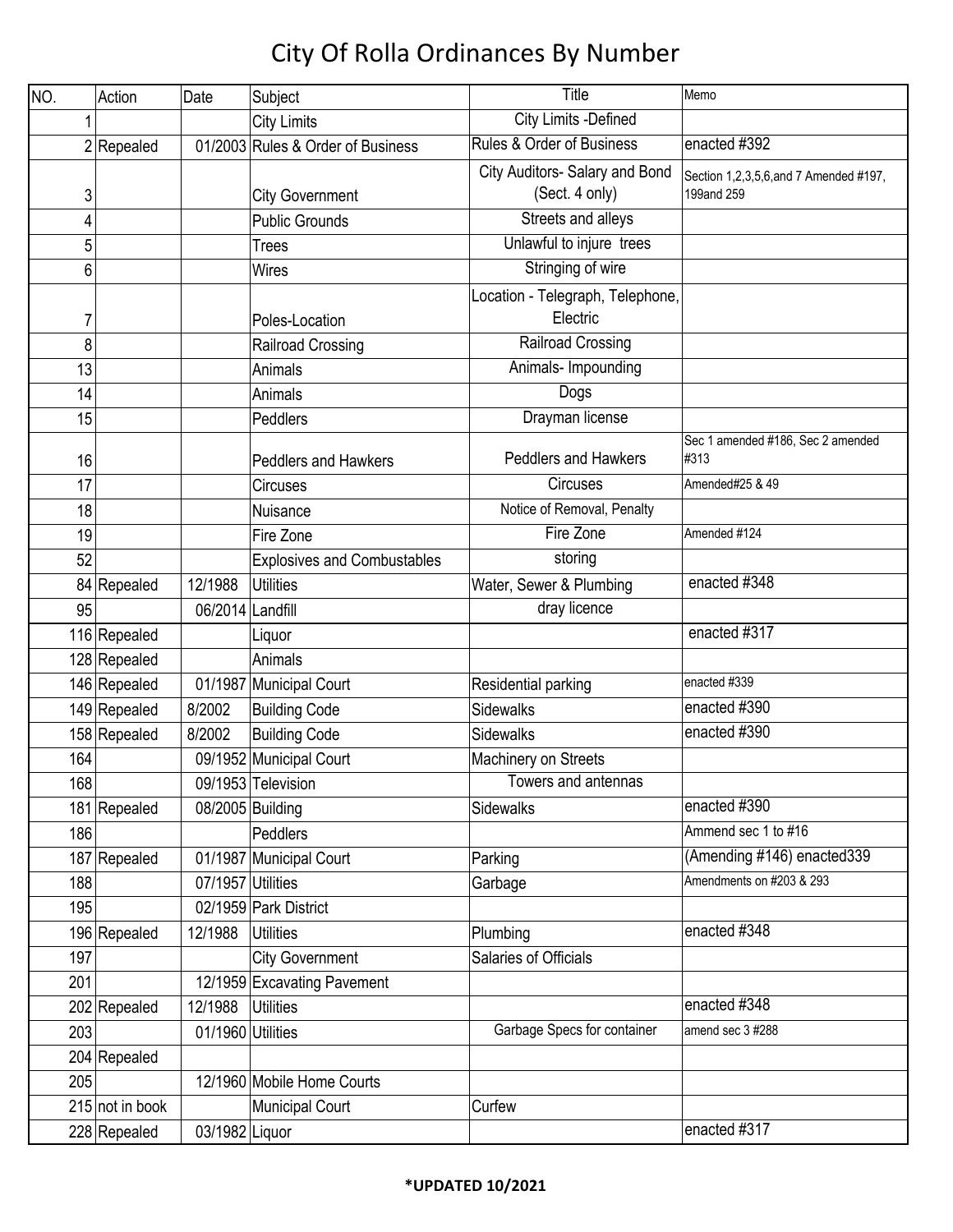# City Of Rolla Ordinances By Number

| NO. | Action | Date | Subject | Title | Memo |
|---|---|---|---|---|---|
| 1 | | | City Limits | City Limits -Defined | |
| 2 | Repealed | 01/2003 | Rules & Order of Business | Rules & Order of Business | enacted #392 |
| 3 | | | City Government | City Auditors- Salary and Bond (Sect. 4 only) | Section 1,2,3,5,6,and 7 Amended #197, 199and 259 |
| 4 | | | Public Grounds | Streets and alleys | |
| 5 | | | Trees | Unlawful to injure trees | |
| 6 | | | Wires | Stringing of wire | |
| 7 | | | Poles-Location | Location - Telegraph, Telephone, Electric | |
| 8 | | | Railroad Crossing | Railroad Crossing | |
| 13 | | | Animals | Animals- Impounding | |
| 14 | | | Animals | Dogs | |
| 15 | | | Peddlers | Drayman license | |
| 16 | | | Peddlers and Hawkers | Peddlers and Hawkers | Sec 1 amended #186, Sec 2 amended #313 |
| 17 | | | Circuses | Circuses | Amended#25 & 49 |
| 18 | | | Nuisance | Notice of Removal, Penalty | |
| 19 | | | Fire Zone | Fire Zone | Amended #124 |
| 52 | | | Explosives and Combustables | storing | |
| 84 | Repealed | 12/1988 | Utilities | Water, Sewer & Plumbing | enacted #348 |
| 95 | | 06/2014 | Landfill | dray licence | |
| 116 | Repealed | | Liquor | | enacted #317 |
| 128 | Repealed | | Animals | | |
| 146 | Repealed | 01/1987 | Municipal Court | Residential parking | enacted #339 |
| 149 | Repealed | 8/2002 | Building Code | Sidewalks | enacted #390 |
| 158 | Repealed | 8/2002 | Building Code | Sidewalks | enacted #390 |
| 164 | | 09/1952 | Municipal Court | Machinery on Streets | |
| 168 | | 09/1953 | Television | Towers and antennas | |
| 181 | Repealed | 08/2005 | Building | Sidewalks | enacted #390 |
| 186 | | | Peddlers | | Ammend sec 1 to #16 |
| 187 | Repealed | 01/1987 | Municipal Court | Parking | (Amending #146) enacted339 |
| 188 | | 07/1957 | Utilities | Garbage | Amendments on #203 & 293 |
| 195 | | 02/1959 | Park District | | |
| 196 | Repealed | 12/1988 | Utilities | Plumbing | enacted #348 |
| 197 | | | City Government | Salaries of Officials | |
| 201 | | 12/1959 | Excavating Pavement | | |
| 202 | Repealed | 12/1988 | Utilities | | enacted #348 |
| 203 | | 01/1960 | Utilities | Garbage Specs for container | amend sec 3 #288 |
| 204 | Repealed | | | | |
| 205 | | 12/1960 | Mobile Home Courts | | |
| 215 | not in book | | Municipal Court | Curfew | |
| 228 | Repealed | 03/1982 | Liquor | | enacted #317 |

**\*UPDATED 10/2021**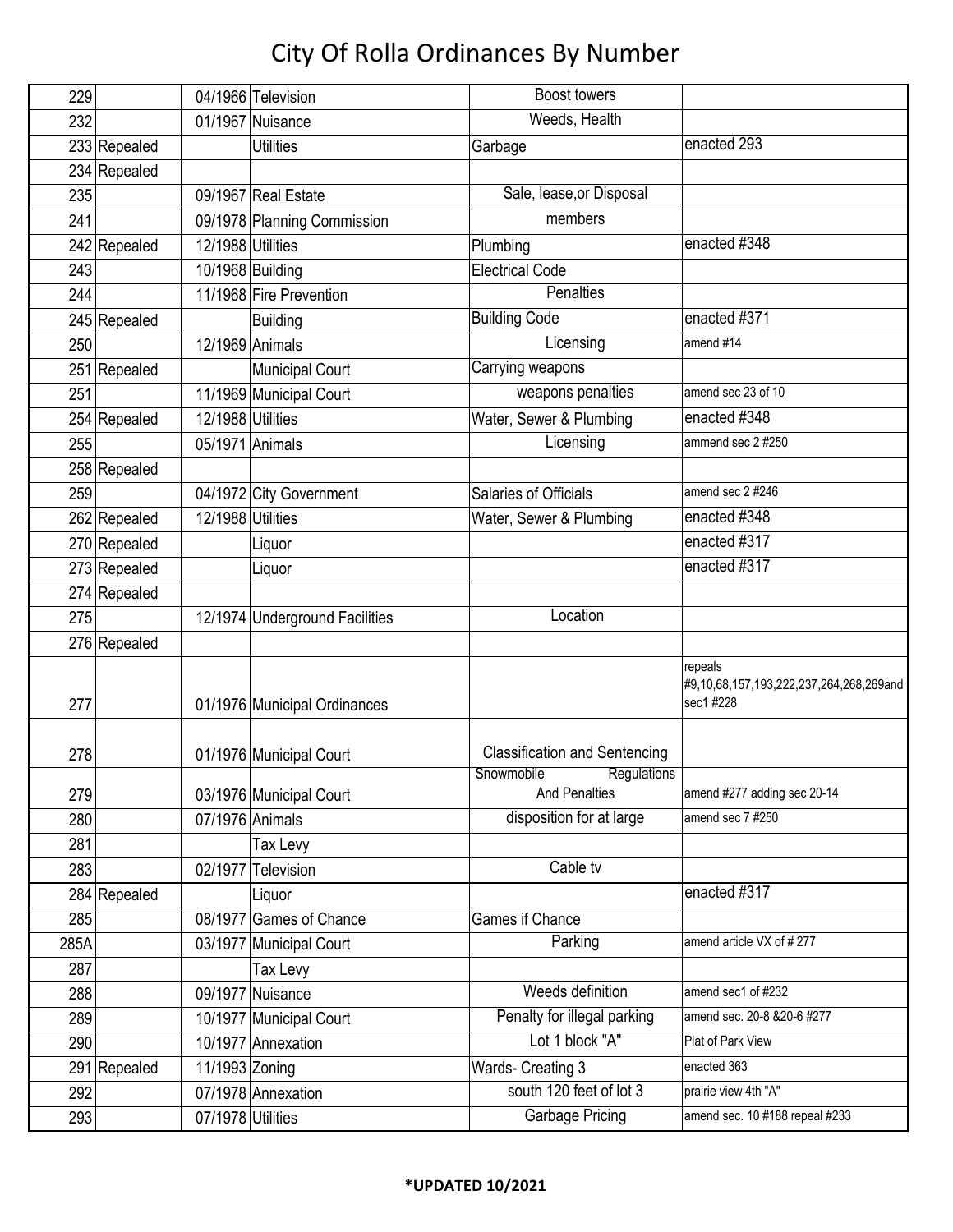# City Of Rolla Ordinances By Number

| | | | | | |
|---|---|---|---|---|---|
| 229 | | 04/1966 | Television | Boost towers | |
| 232 | | 01/1967 | Nuisance | Weeds, Health | |
| 233 | Repealed | | Utilities | Garbage | enacted 293 |
| 234 | Repealed | | | | |
| 235 | | 09/1967 | Real Estate | Sale, lease,or Disposal | |
| 241 | | 09/1978 | Planning Commission | members | |
| 242 | Repealed | 12/1988 | Utilities | Plumbing | enacted #348 |
| 243 | | 10/1968 | Building | Electrical Code | |
| 244 | | 11/1968 | Fire Prevention | Penalties | |
| 245 | Repealed | | Building | Building Code | enacted #371 |
| 250 | | 12/1969 | Animals | Licensing | amend #14 |
| 251 | Repealed | | Municipal Court | Carrying weapons | |
| 251 | | 11/1969 | Municipal Court | weapons penalties | amend sec 23 of 10 |
| 254 | Repealed | 12/1988 | Utilities | Water, Sewer & Plumbing | enacted #348 |
| 255 | | 05/1971 | Animals | Licensing | ammend sec 2 #250 |
| 258 | Repealed | | | | |
| 259 | | 04/1972 | City Government | Salaries of Officials | amend sec 2 #246 |
| 262 | Repealed | 12/1988 | Utilities | Water, Sewer & Plumbing | enacted #348 |
| 270 | Repealed | | Liquor | | enacted #317 |
| 273 | Repealed | | Liquor | | enacted #317 |
| 274 | Repealed | | | | |
| 275 | | 12/1974 | Underground Facilities | Location | |
| 276 | Repealed | | | | |
| 277 | | 01/1976 | Municipal Ordinances | | repeals #9,10,68,157,193,222,237,264,268,269and sec1 #228 |
| 278 | | 01/1976 | Municipal Court | Classification and Sentencing | |
| 279 | | 03/1976 | Municipal Court | Snowmobile Regulations And Penalties | amend #277 adding sec 20-14 |
| 280 | | 07/1976 | Animals | disposition for at large | amend sec 7 #250 |
| 281 | | | Tax Levy | | |
| 283 | | 02/1977 | Television | Cable tv | |
| 284 | Repealed | | Liquor | | enacted #317 |
| 285 | | 08/1977 | Games of Chance | Games if Chance | |
| 285A | | 03/1977 | Municipal Court | Parking | amend article VX of # 277 |
| 287 | | | Tax Levy | | |
| 288 | | 09/1977 | Nuisance | Weeds definition | amend sec1 of #232 |
| 289 | | 10/1977 | Municipal Court | Penalty for illegal parking | amend sec. 20-8 &20-6 #277 |
| 290 | | 10/1977 | Annexation | Lot 1 block "A" | Plat of Park View |
| 291 | Repealed | 11/1993 | Zoning | Wards- Creating 3 | enacted 363 |
| 292 | | 07/1978 | Annexation | south 120 feet of lot 3 | prairie view 4th "A" |
| 293 | | 07/1978 | Utilities | Garbage Pricing | amend sec. 10 #188 repeal #233 |

**\*UPDATED 10/2021**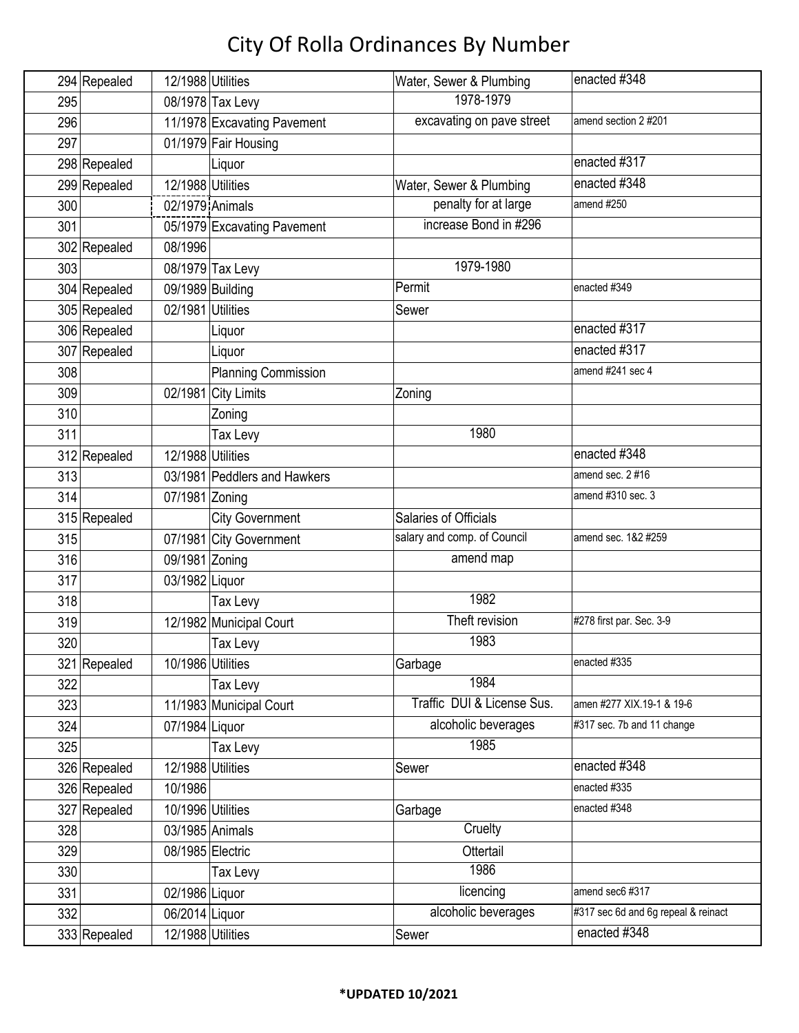# City Of Rolla Ordinances By Number

| | | | | | |
|---|---|---|---|---|---|
| 294 | Repealed | 12/1988 | Utilities | Water, Sewer & Plumbing | enacted #348 |
| 295 | | 08/1978 | Tax Levy | 1978-1979 | |
| 296 | | 11/1978 | Excavating Pavement | excavating on pave street | amend section 2 #201 |
| 297 | | 01/1979 | Fair Housing | | |
| 298 | Repealed | | Liquor | | enacted #317 |
| 299 | Repealed | 12/1988 | Utilities | Water, Sewer & Plumbing | enacted #348 |
| 300 | | 02/1979 | Animals | penalty for at large | amend #250 |
| 301 | | 05/1979 | Excavating Pavement | increase Bond in #296 | |
| 302 | Repealed | 08/1996 | | | |
| 303 | | 08/1979 | Tax Levy | 1979-1980 | |
| 304 | Repealed | 09/1989 | Building | Permit | enacted #349 |
| 305 | Repealed | 02/1981 | Utilities | Sewer | |
| 306 | Repealed | | Liquor | | enacted #317 |
| 307 | Repealed | | Liquor | | enacted #317 |
| 308 | | | Planning Commission | | amend #241 sec 4 |
| 309 | | 02/1981 | City Limits | Zoning | |
| 310 | | | Zoning | | |
| 311 | | | Tax Levy | 1980 | |
| 312 | Repealed | 12/1988 | Utilities | | enacted #348 |
| 313 | | 03/1981 | Peddlers and Hawkers | | amend sec. 2 #16 |
| 314 | | 07/1981 | Zoning | | amend #310 sec. 3 |
| 315 | Repealed | | City Government | Salaries of Officials | |
| 315 | | 07/1981 | City Government | salary and comp. of Council | amend sec. 1&2 #259 |
| 316 | | 09/1981 | Zoning | amend map | |
| 317 | | 03/1982 | Liquor | | |
| 318 | | | Tax Levy | 1982 | |
| 319 | | 12/1982 | Municipal Court | Theft revision | #278 first par. Sec. 3-9 |
| 320 | | | Tax Levy | 1983 | |
| 321 | Repealed | 10/1986 | Utilities | Garbage | enacted #335 |
| 322 | | | Tax Levy | 1984 | |
| 323 | | 11/1983 | Municipal Court | Traffic DUI & License Sus. | amen #277 XIX.19-1 & 19-6 |
| 324 | | 07/1984 | Liquor | alcoholic beverages | #317 sec. 7b and 11 change |
| 325 | | | Tax Levy | 1985 | |
| 326 | Repealed | 12/1988 | Utilities | Sewer | enacted #348 |
| 326 | Repealed | 10/1986 | | | enacted #335 |
| 327 | Repealed | 10/1996 | Utilities | Garbage | enacted #348 |
| 328 | | 03/1985 | Animals | Cruelty | |
| 329 | | 08/1985 | Electric | Ottertail | |
| 330 | | | Tax Levy | 1986 | |
| 331 | | 02/1986 | Liquor | licencing | amend sec6 #317 |
| 332 | | 06/2014 | Liquor | alcoholic beverages | #317 sec 6d and 6g repeal & reinact |
| 333 | Repealed | 12/1988 | Utilities | Sewer | enacted #348 |

**\*UPDATED 10/2021**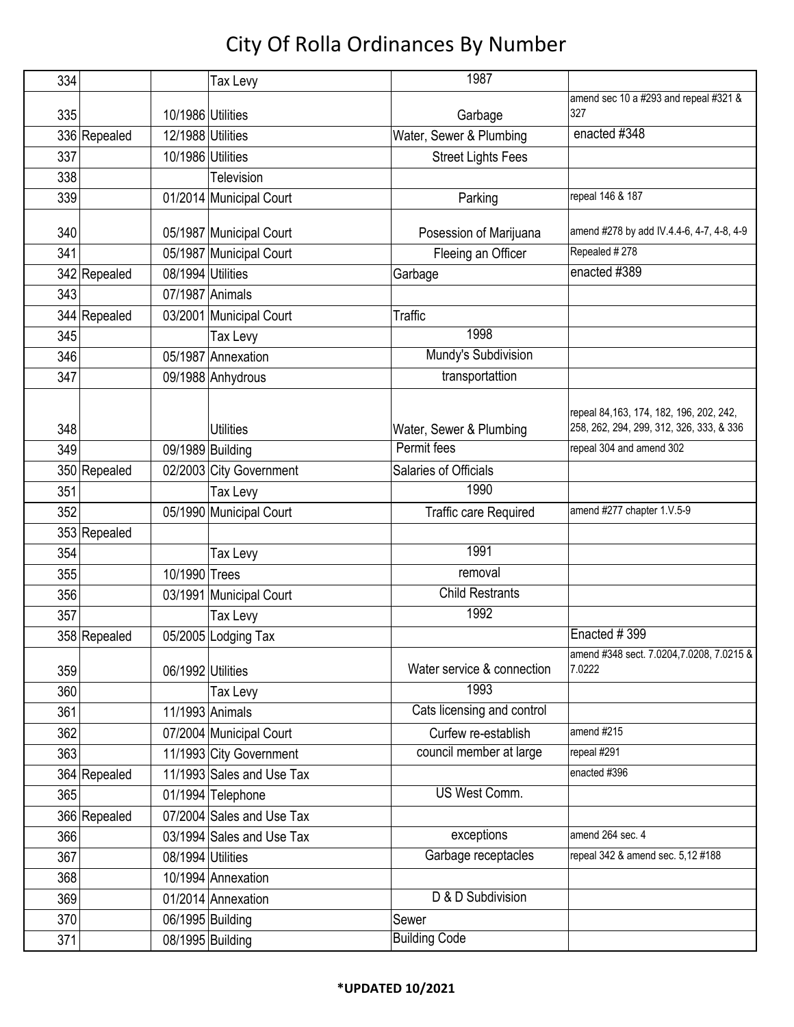# City Of Rolla Ordinances By Number

| | | | | | |
|---|---|---|---|---|---|
| 334 | | | Tax Levy | 1987 | |
| 335 | | 10/1986 | Utilities | Garbage | amend sec 10 a #293 and repeal #321 & 327 |
| 336 | Repealed | 12/1988 | Utilities | Water, Sewer & Plumbing | enacted #348 |
| 337 | | 10/1986 | Utilities | Street Lights Fees | |
| 338 | | | Television | | |
| 339 | | 01/2014 | Municipal Court | Parking | repeal 146 & 187 |
| 340 | | 05/1987 | Municipal Court | Posession of Marijuana | amend #278 by add IV.4.4-6, 4-7, 4-8, 4-9 |
| 341 | | 05/1987 | Municipal Court | Fleeing an Officer | Repealed # 278 |
| 342 | Repealed | 08/1994 | Utilities | Garbage | enacted #389 |
| 343 | | 07/1987 | Animals | | |
| 344 | Repealed | 03/2001 | Municipal Court | Traffic | |
| 345 | | | Tax Levy | 1998 | |
| 346 | | 05/1987 | Annexation | Mundy's Subdivision | |
| 347 | | 09/1988 | Anhydrous | transportattion | |
| 348 | | | Utilities | Water, Sewer & Plumbing | repeal 84,163, 174, 182, 196, 202, 242, 258, 262, 294, 299, 312, 326, 333, & 336 |
| 349 | | 09/1989 | Building | Permit fees | repeal 304 and amend 302 |
| 350 | Repealed | 02/2003 | City Government | Salaries of Officials | |
| 351 | | | Tax Levy | 1990 | |
| 352 | | 05/1990 | Municipal Court | Traffic care Required | amend #277 chapter 1.V.5-9 |
| 353 | Repealed | | | | |
| 354 | | | Tax Levy | 1991 | |
| 355 | | 10/1990 | Trees | removal | |
| 356 | | 03/1991 | Municipal Court | Child Restrants | |
| 357 | | | Tax Levy | 1992 | |
| 358 | Repealed | 05/2005 | Lodging Tax | | Enacted # 399 |
| 359 | | 06/1992 | Utilities | Water service & connection | amend #348 sect. 7.0204,7.0208, 7.0215 & 7.0222 |
| 360 | | | Tax Levy | 1993 | |
| 361 | | 11/1993 | Animals | Cats licensing and control | |
| 362 | | 07/2004 | Municipal Court | Curfew re-establish | amend #215 |
| 363 | | 11/1993 | City Government | council member at large | repeal #291 |
| 364 | Repealed | 11/1993 | Sales and Use Tax | | enacted #396 |
| 365 | | 01/1994 | Telephone | US West Comm. | |
| 366 | Repealed | 07/2004 | Sales and Use Tax | | |
| 366 | | 03/1994 | Sales and Use Tax | exceptions | amend 264 sec. 4 |
| 367 | | 08/1994 | Utilities | Garbage receptacles | repeal 342 & amend sec. 5,12 #188 |
| 368 | | 10/1994 | Annexation | | |
| 369 | | 01/2014 | Annexation | D & D Subdivision | |
| 370 | | 06/1995 | Building | Sewer | |
| 371 | | 08/1995 | Building | Building Code | |

**\*UPDATED 10/2021**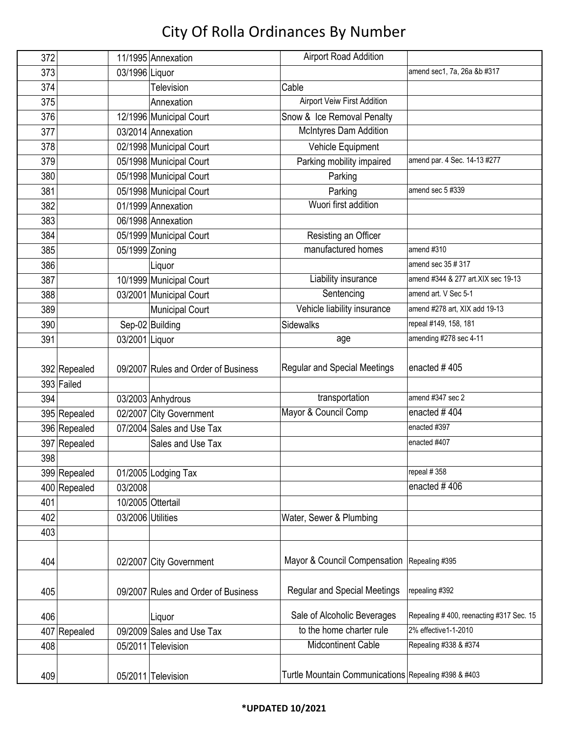# City Of Rolla Ordinances By Number

| | | | | | |
|---|---|---|---|---|---|
| 372 | | 11/1995 | Annexation | Airport Road Addition | |
| 373 | | 03/1996 | Liquor | | amend sec1, 7a, 26a &b #317 |
| 374 | | | Television | Cable | |
| 375 | | | Annexation | Airport Veiw First Addition | |
| 376 | | 12/1996 | Municipal Court | Snow & Ice Removal Penalty | |
| 377 | | 03/2014 | Annexation | McIntyres Dam Addition | |
| 378 | | 02/1998 | Municipal Court | Vehicle Equipment | |
| 379 | | 05/1998 | Municipal Court | Parking mobility impaired | amend par. 4 Sec. 14-13 #277 |
| 380 | | 05/1998 | Municipal Court | Parking | |
| 381 | | 05/1998 | Municipal Court | Parking | amend sec 5 #339 |
| 382 | | 01/1999 | Annexation | Wuori first addition | |
| 383 | | 06/1998 | Annexation | | |
| 384 | | 05/1999 | Municipal Court | Resisting an Officer | |
| 385 | | 05/1999 | Zoning | manufactured homes | amend #310 |
| 386 | | | Liquor | | amend sec 35 # 317 |
| 387 | | 10/1999 | Municipal Court | Liability insurance | amend #344 & 277 art.XIX sec 19-13 |
| 388 | | 03/2001 | Municipal Court | Sentencing | amend art. V Sec 5-1 |
| 389 | | | Municipal Court | Vehicle liability insurance | amend #278 art, XIX add 19-13 |
| 390 | | Sep-02 | Building | Sidewalks | repeal #149, 158, 181 |
| 391 | | 03/2001 | Liquor | age | amending #278 sec 4-11 |
| 392 | Repealed | 09/2007 | Rules and Order of Business | Regular and Special Meetings | enacted # 405 |
| 393 | Failed | | | | |
| 394 | | 03/2003 | Anhydrous | transportation | amend #347 sec 2 |
| 395 | Repealed | 02/2007 | City Government | Mayor & Council Comp | enacted # 404 |
| 396 | Repealed | 07/2004 | Sales and Use Tax | | enacted #397 |
| 397 | Repealed | | Sales and Use Tax | | enacted #407 |
| 398 | | | | | |
| 399 | Repealed | 01/2005 | Lodging Tax | | repeal # 358 |
| 400 | Repealed | 03/2008 | | | enacted # 406 |
| 401 | | 10/2005 | Ottertail | | |
| 402 | | 03/2006 | Utilities | Water, Sewer & Plumbing | |
| 403 | | | | | |
| 404 | | 02/2007 | City Government | Mayor & Council Compensation | Repealing #395 |
| 405 | | 09/2007 | Rules and Order of Business | Regular and Special Meetings | repealing #392 |
| 406 | | | Liquor | Sale of Alcoholic Beverages | Repealing # 400, reenacting #317 Sec. 15 |
| 407 | Repealed | 09/2009 | Sales and Use Tax | to the home charter rule | 2% effective1-1-2010 |
| 408 | | 05/2011 | Television | Midcontinent Cable | Repealing #338 & #374 |
| 409 | | 05/2011 | Television | Turtle Mountain Communications | Repealing #398 & #403 |

**\*UPDATED 10/2021**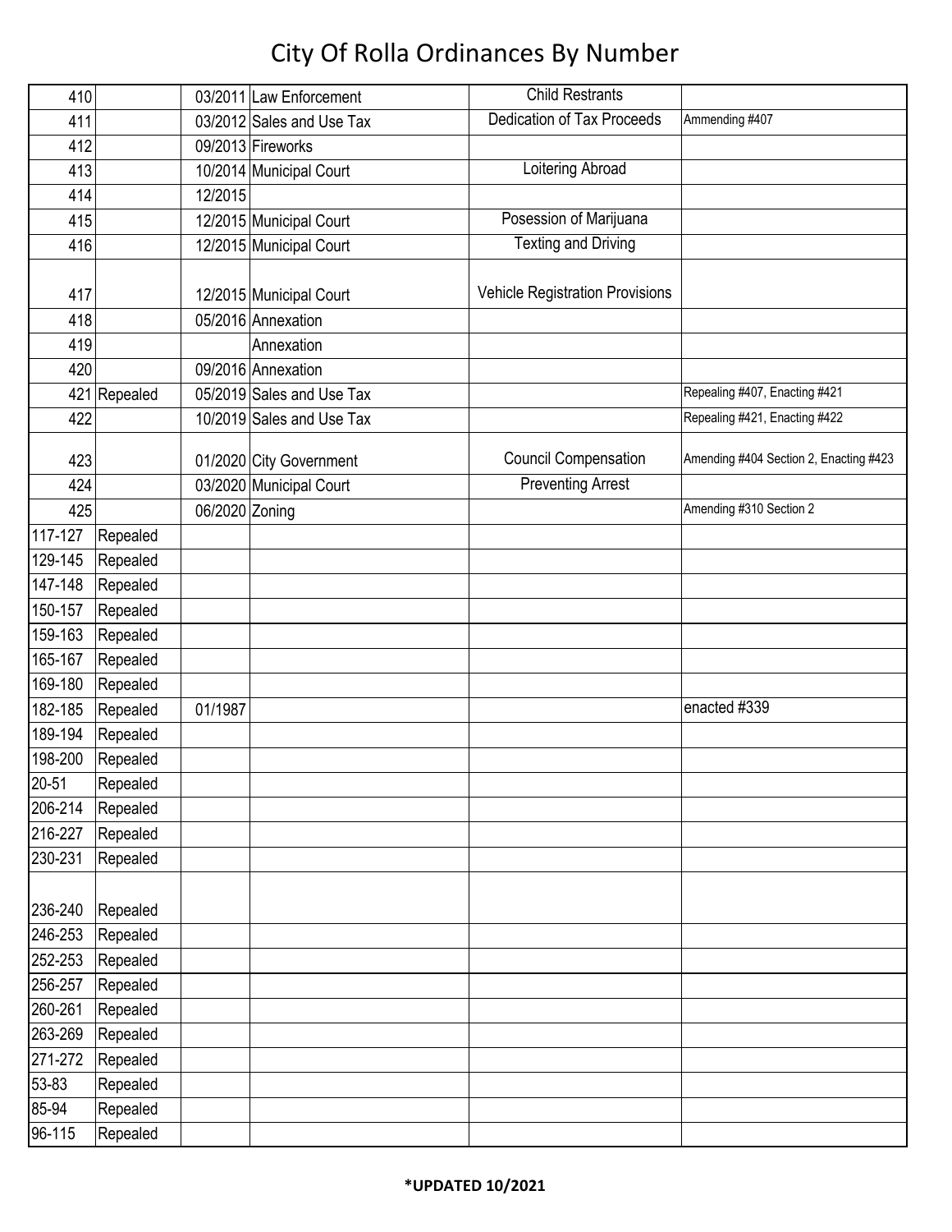# City Of Rolla Ordinances By Number

| | | | | | |
|---|---|---|---|---|---|
| 410 | | 03/2011 | Law Enforcement | Child Restrants | |
| 411 | | 03/2012 | Sales and Use Tax | Dedication of Tax Proceeds | Ammending #407 |
| 412 | | 09/2013 | Fireworks | | |
| 413 | | 10/2014 | Municipal Court | Loitering Abroad | |
| 414 | | 12/2015 | | | |
| 415 | | 12/2015 | Municipal Court | Posession of Marijuana | |
| 416 | | 12/2015 | Municipal Court | Texting and Driving | |
| 417 | | 12/2015 | Municipal Court | Vehicle Registration Provisions | |
| 418 | | 05/2016 | Annexation | | |
| 419 | | | Annexation | | |
| 420 | | 09/2016 | Annexation | | |
| 421 | Repealed | 05/2019 | Sales and Use Tax | | Repealing #407, Enacting #421 |
| 422 | | 10/2019 | Sales and Use Tax | | Repealing #421, Enacting #422 |
| 423 | | 01/2020 | City Government | Council Compensation | Amending #404 Section 2, Enacting #423 |
| 424 | | 03/2020 | Municipal Court | Preventing Arrest | |
| 425 | | 06/2020 | Zoning | | Amending #310 Section 2 |
| 117-127 | Repealed | | | | |
| 129-145 | Repealed | | | | |
| 147-148 | Repealed | | | | |
| 150-157 | Repealed | | | | |
| 159-163 | Repealed | | | | |
| 165-167 | Repealed | | | | |
| 169-180 | Repealed | | | | |
| 182-185 | Repealed | 01/1987 | | | enacted #339 |
| 189-194 | Repealed | | | | |
| 198-200 | Repealed | | | | |
| 20-51 | Repealed | | | | |
| 206-214 | Repealed | | | | |
| 216-227 | Repealed | | | | |
| 230-231 | Repealed | | | | |
| 236-240 | Repealed | | | | |
| 246-253 | Repealed | | | | |
| 252-253 | Repealed | | | | |
| 256-257 | Repealed | | | | |
| 260-261 | Repealed | | | | |
| 263-269 | Repealed | | | | |
| 271-272 | Repealed | | | | |
| 53-83 | Repealed | | | | |
| 85-94 | Repealed | | | | |
| 96-115 | Repealed | | | | |

**\*UPDATED 10/2021**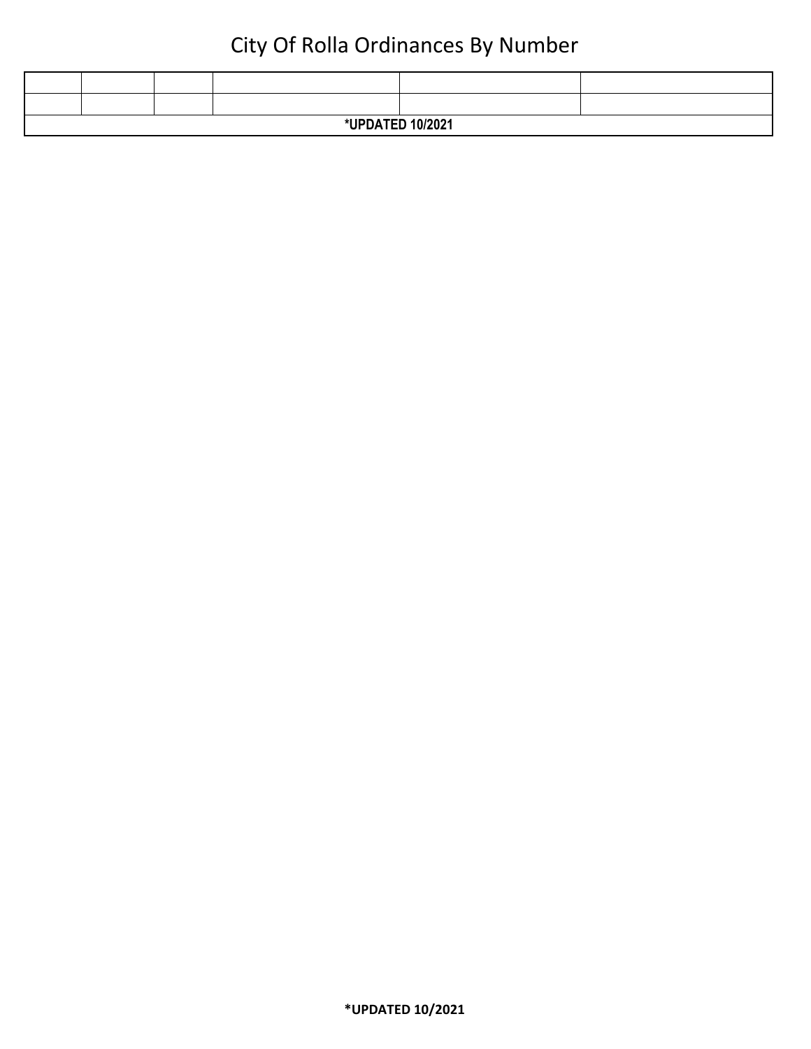| | | | | | |
|---|---|---|---|---|---|
| | | | | | |
| | | | | | |
| **\*UPDATED 10/2021** | | | | | |